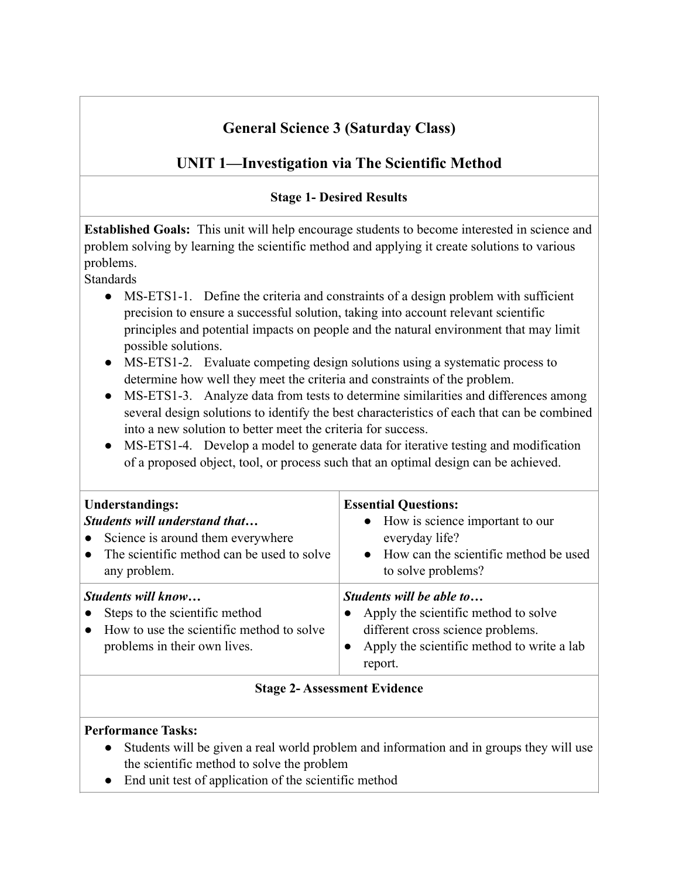# General Science 3 (Saturday Class)

## UNIT 1—Investigation via The Scientific Method

### Stage 1- Desired Results

**Established Goals:** This unit will help encourage students to become interested in science and problem solving by learning the scientific method and applying it create solutions to various problems.

Standards

- MS-ETS1-1. Define the criteria and constraints of a design problem with sufficient precision to ensure a successful solution, taking into account relevant scientific principles and potential impacts on people and the natural environment that may limit possible solutions.
- MS-ETS1-2. Evaluate competing design solutions using a systematic process to determine how well they meet the criteria and constraints of the problem.
- MS-ETS1-3. Analyze data from tests to determine similarities and differences among several design solutions to identify the best characteristics of each that can be combined into a new solution to better meet the criteria for success.
- MS-ETS1-4. Develop a model to generate data for iterative testing and modification of a proposed object, tool, or process such that an optimal design can be achieved.

| **Understandings:**<br>***Students will understand that…***<br>● Science is around them everywhere<br>● The scientific method can be used to solve any problem. | **Essential Questions:**<br>● How is science important to our everyday life?<br>● How can the scientific method be used to solve problems? |
|---|---|
| ***Students will know…***<br>● Steps to the scientific method<br>● How to use the scientific method to solve problems in their own lives. | ***Students will be able to…***<br>● Apply the scientific method to solve different cross science problems.<br>● Apply the scientific method to write a lab report. |

### Stage 2- Assessment Evidence

**Performance Tasks:**

- Students will be given a real world problem and information and in groups they will use the scientific method to solve the problem
- End unit test of application of the scientific method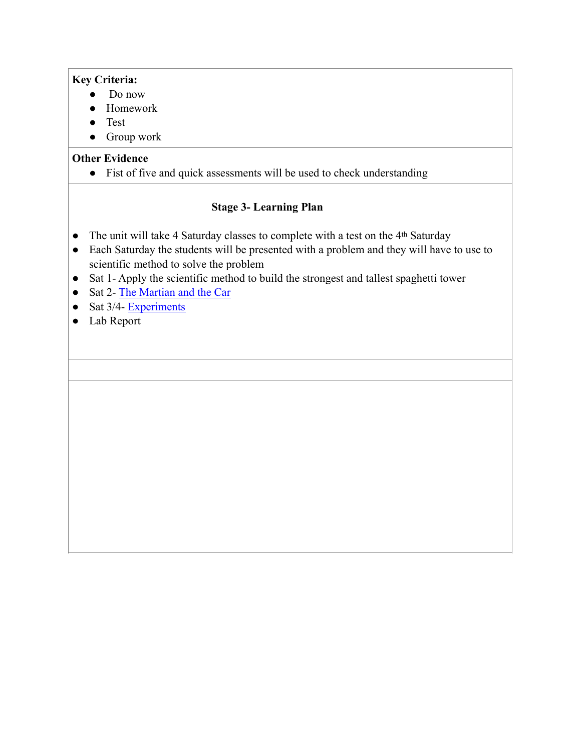**Key Criteria:**

- Do now
- Homework
- Test
- Group work

**Other Evidence**

- Fist of five and quick assessments will be used to check understanding

## Stage 3- Learning Plan

- The unit will take 4 Saturday classes to complete with a test on the 4th Saturday
- Each Saturday the students will be presented with a problem and they will have to use to scientific method to solve the problem
- Sat 1- Apply the scientific method to build the strongest and tallest spaghetti tower
- Sat 2- The Martian and the Car
- Sat 3/4- Experiments
- Lab Report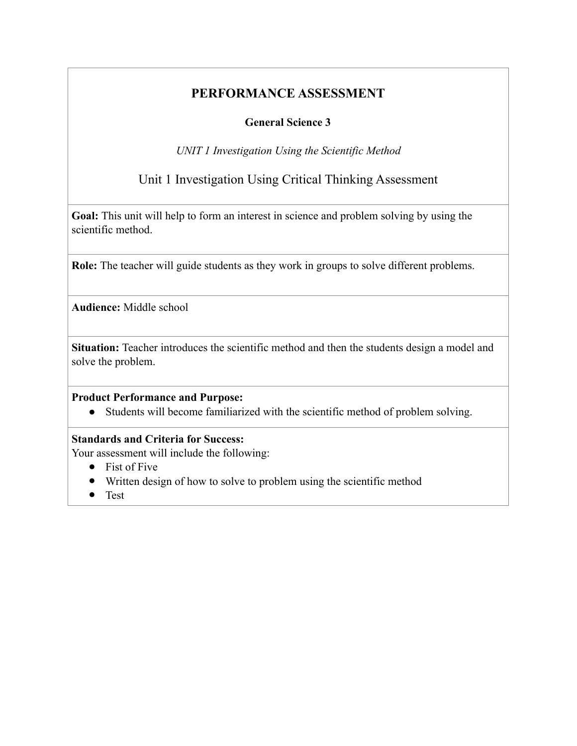# PERFORMANCE ASSESSMENT

## General Science 3

*UNIT 1 Investigation Using the Scientific Method*

Unit 1 Investigation Using Critical Thinking Assessment

**Goal:** This unit will help to form an interest in science and problem solving by using the scientific method.

**Role:** The teacher will guide students as they work in groups to solve different problems.

**Audience:** Middle school

**Situation:** Teacher introduces the scientific method and then the students design a model and solve the problem.

**Product Performance and Purpose:**

- Students will become familiarized with the scientific method of problem solving.

**Standards and Criteria for Success:**

Your assessment will include the following:

- Fist of Five
- Written design of how to solve to problem using the scientific method
- Test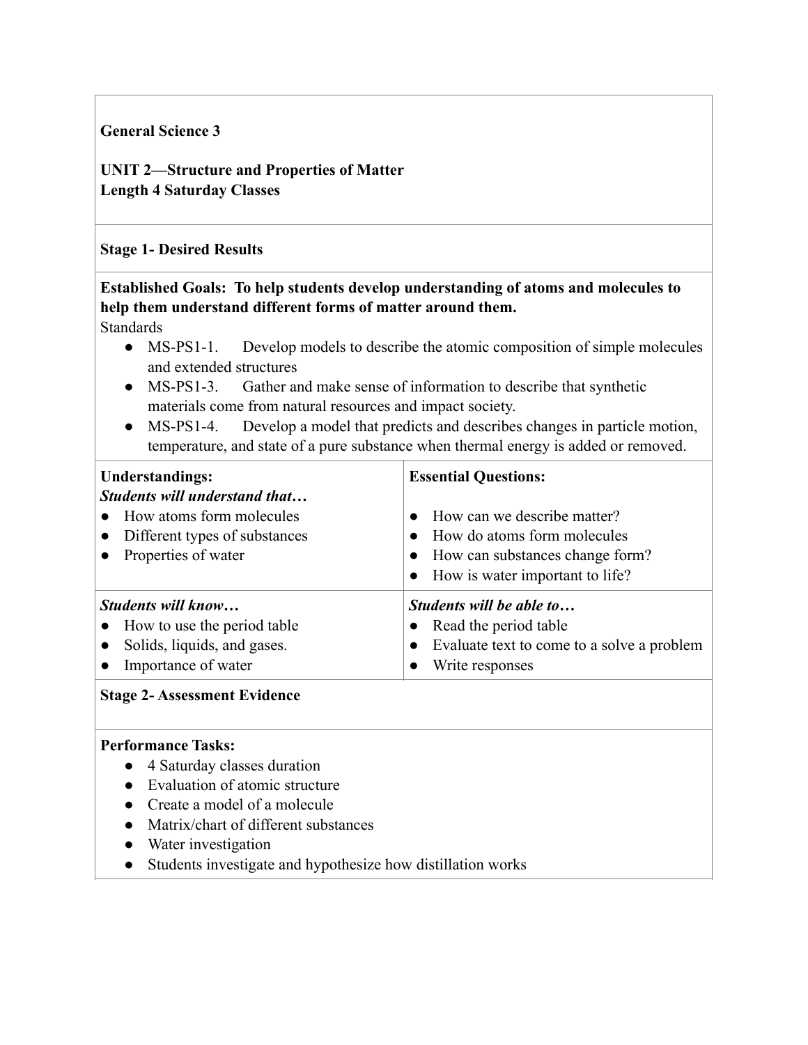**General Science 3**

**UNIT 2—Structure and Properties of Matter**
**Length 4 Saturday Classes**

**Stage 1- Desired Results**

**Established Goals: To help students develop understanding of atoms and molecules to help them understand different forms of matter around them.**

Standards

- MS-PS1-1. Develop models to describe the atomic composition of simple molecules and extended structures
- MS-PS1-3. Gather and make sense of information to describe that synthetic materials come from natural resources and impact society.
- MS-PS1-4. Develop a model that predicts and describes changes in particle motion, temperature, and state of a pure substance when thermal energy is added or removed.

| **Understandings:** | **Essential Questions:** |
|---|---|
| ***Students will understand that…*** <br> ● How atoms form molecules <br> ● Different types of substances <br> ● Properties of water | ● How can we describe matter? <br> ● How do atoms form molecules <br> ● How can substances change form? <br> ● How is water important to life? |
| ***Students will know…*** <br> ● How to use the period table <br> ● Solids, liquids, and gases. <br> ● Importance of water | ***Students will be able to…*** <br> ● Read the period table <br> ● Evaluate text to come to a solve a problem <br> ● Write responses |

**Stage 2- Assessment Evidence**

**Performance Tasks:**

- 4 Saturday classes duration
- Evaluation of atomic structure
- Create a model of a molecule
- Matrix/chart of different substances
- Water investigation
- Students investigate and hypothesize how distillation works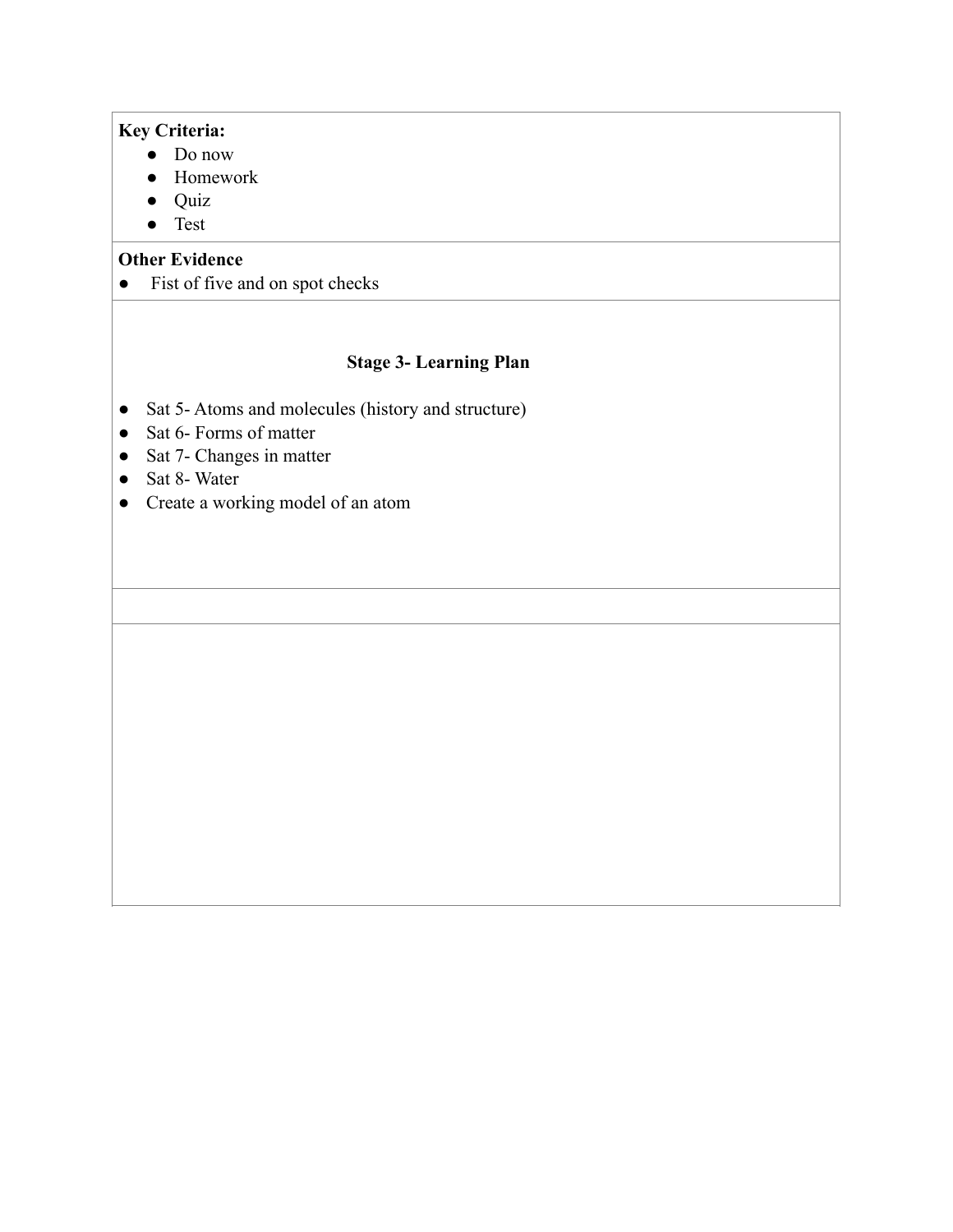**Key Criteria:**

- Do now
- Homework
- Quiz
- Test

**Other Evidence**

- Fist of five and on spot checks

## Stage 3- Learning Plan

- Sat 5- Atoms and molecules (history and structure)
- Sat 6- Forms of matter
- Sat 7- Changes in matter
- Sat 8- Water
- Create a working model of an atom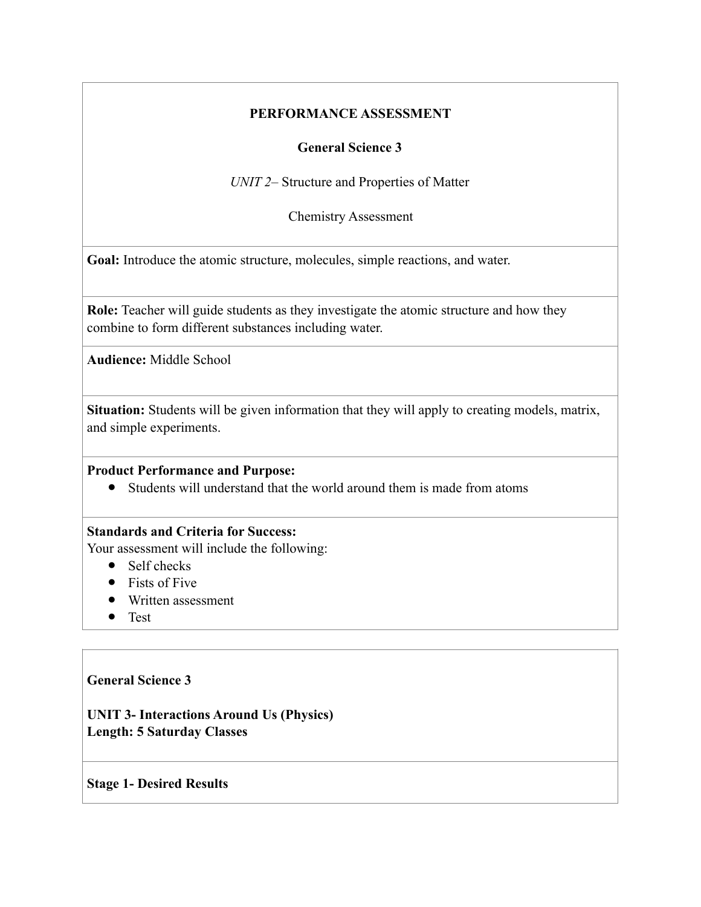**PERFORMANCE ASSESSMENT**

**General Science 3**

*UNIT 2*– Structure and Properties of Matter

Chemistry Assessment

**Goal:** Introduce the atomic structure, molecules, simple reactions, and water.

**Role:** Teacher will guide students as they investigate the atomic structure and how they combine to form different substances including water.

**Audience:** Middle School

**Situation:** Students will be given information that they will apply to creating models, matrix, and simple experiments.

**Product Performance and Purpose:**

- Students will understand that the world around them is made from atoms

**Standards and Criteria for Success:**
Your assessment will include the following:

- Self checks
- Fists of Five
- Written assessment
- Test

**General Science 3**

**UNIT 3- Interactions Around Us (Physics)**
**Length: 5 Saturday Classes**

**Stage 1- Desired Results**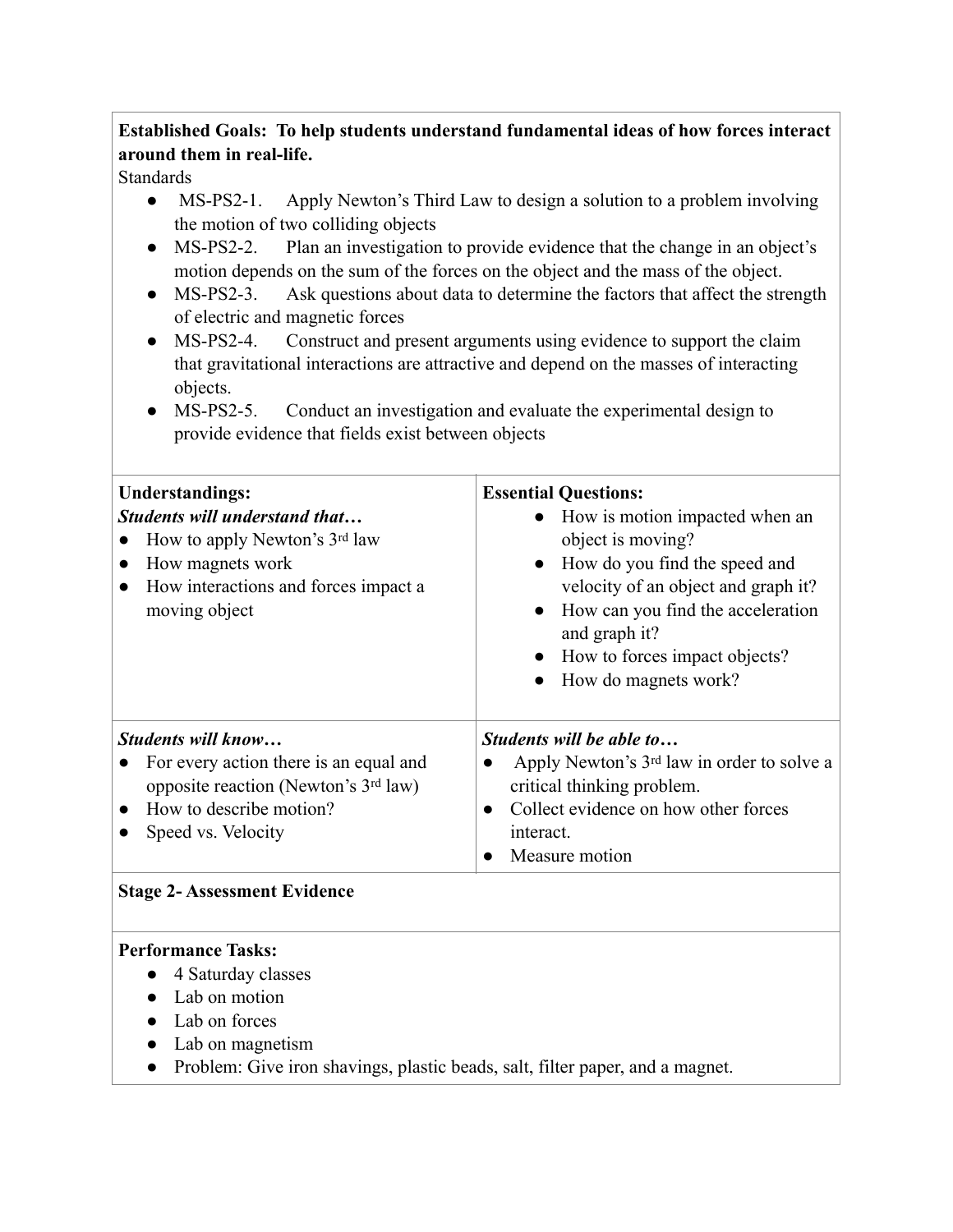**Established Goals: To help students understand fundamental ideas of how forces interact around them in real-life.**

Standards

- MS-PS2-1. Apply Newton's Third Law to design a solution to a problem involving the motion of two colliding objects
- MS-PS2-2. Plan an investigation to provide evidence that the change in an object's motion depends on the sum of the forces on the object and the mass of the object.
- MS-PS2-3. Ask questions about data to determine the factors that affect the strength of electric and magnetic forces
- MS-PS2-4. Construct and present arguments using evidence to support the claim that gravitational interactions are attractive and depend on the masses of interacting objects.
- MS-PS2-5. Conduct an investigation and evaluate the experimental design to provide evidence that fields exist between objects

| **Understandings:**<br>***Students will understand that…***<br>● How to apply Newton's 3rd law<br>● How magnets work<br>● How interactions and forces impact a moving object | **Essential Questions:**<br>● How is motion impacted when an object is moving?<br>● How do you find the speed and velocity of an object and graph it?<br>● How can you find the acceleration and graph it?<br>● How to forces impact objects?<br>● How do magnets work? |
|---|---|
| ***Students will know…***<br>● For every action there is an equal and opposite reaction (Newton's 3rd law)<br>● How to describe motion?<br>● Speed vs. Velocity | ***Students will be able to…***<br>● Apply Newton's 3rd law in order to solve a critical thinking problem.<br>● Collect evidence on how other forces interact.<br>● Measure motion |

**Stage 2- Assessment Evidence**

**Performance Tasks:**

- 4 Saturday classes
- Lab on motion
- Lab on forces
- Lab on magnetism
- Problem: Give iron shavings, plastic beads, salt, filter paper, and a magnet.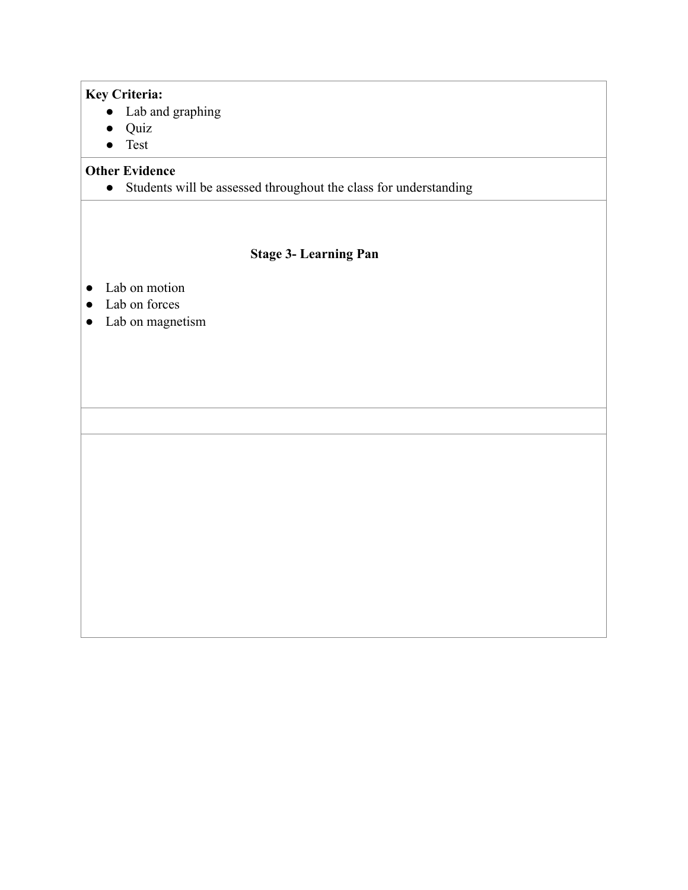**Key Criteria:**

- Lab and graphing
- Quiz
- Test

**Other Evidence**

- Students will be assessed throughout the class for understanding

**Stage 3- Learning Pan**

- Lab on motion
- Lab on forces
- Lab on magnetism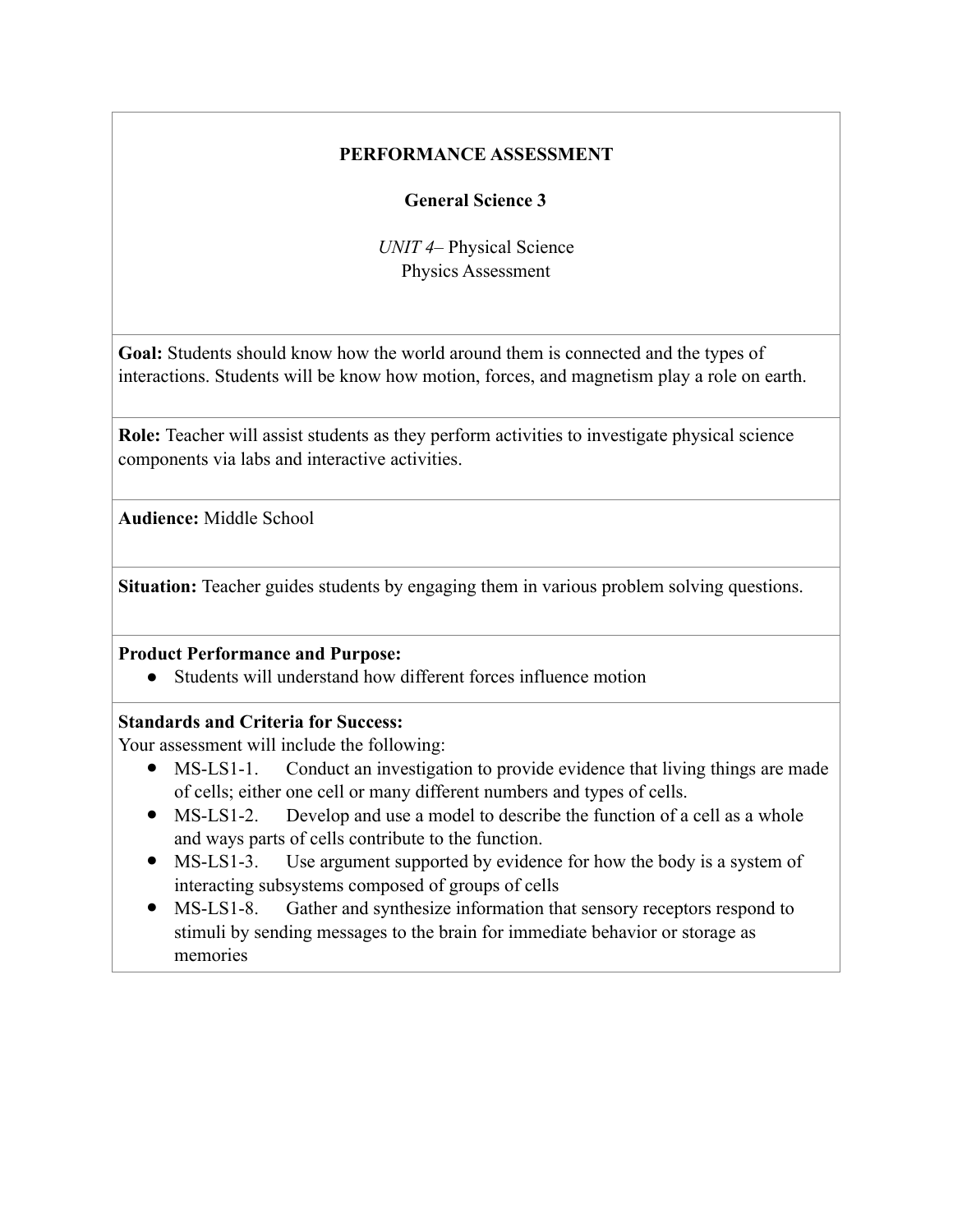**PERFORMANCE ASSESSMENT**

**General Science 3**

*UNIT 4*– Physical Science
Physics Assessment

**Goal:** Students should know how the world around them is connected and the types of interactions. Students will be know how motion, forces, and magnetism play a role on earth.

**Role:** Teacher will assist students as they perform activities to investigate physical science components via labs and interactive activities.

**Audience:** Middle School

**Situation:** Teacher guides students by engaging them in various problem solving questions.

**Product Performance and Purpose:**

- Students will understand how different forces influence motion

**Standards and Criteria for Success:**
Your assessment will include the following:

- MS-LS1-1. Conduct an investigation to provide evidence that living things are made of cells; either one cell or many different numbers and types of cells.
- MS-LS1-2. Develop and use a model to describe the function of a cell as a whole and ways parts of cells contribute to the function.
- MS-LS1-3. Use argument supported by evidence for how the body is a system of interacting subsystems composed of groups of cells
- MS-LS1-8. Gather and synthesize information that sensory receptors respond to stimuli by sending messages to the brain for immediate behavior or storage as memories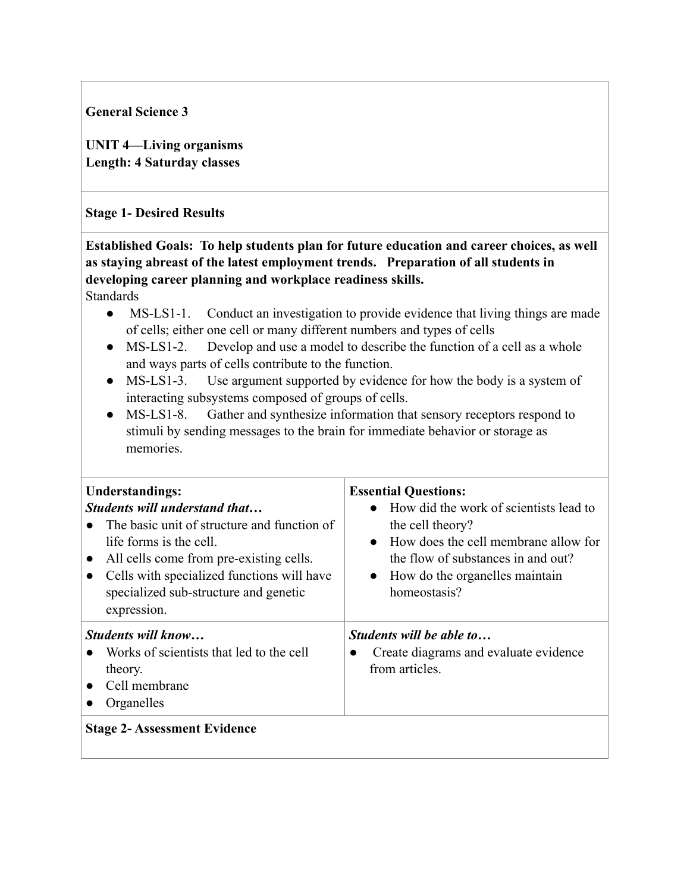**General Science 3**

**UNIT 4—Living organisms**
**Length: 4 Saturday classes**

**Stage 1- Desired Results**

**Established Goals: To help students plan for future education and career choices, as well as staying abreast of the latest employment trends. Preparation of all students in developing career planning and workplace readiness skills.**

Standards

- MS-LS1-1. Conduct an investigation to provide evidence that living things are made of cells; either one cell or many different numbers and types of cells
- MS-LS1-2. Develop and use a model to describe the function of a cell as a whole and ways parts of cells contribute to the function.
- MS-LS1-3. Use argument supported by evidence for how the body is a system of interacting subsystems composed of groups of cells.
- MS-LS1-8. Gather and synthesize information that sensory receptors respond to stimuli by sending messages to the brain for immediate behavior or storage as memories.

| **Understandings:**<br>***Students will understand that…***<br>● The basic unit of structure and function of life forms is the cell.<br>● All cells come from pre-existing cells.<br>● Cells with specialized functions will have specialized sub-structure and genetic expression. | **Essential Questions:**<br>● How did the work of scientists lead to the cell theory?<br>● How does the cell membrane allow for the flow of substances in and out?<br>● How do the organelles maintain homeostasis? |
|---|---|
| ***Students will know…***<br>● Works of scientists that led to the cell theory.<br>● Cell membrane<br>● Organelles | ***Students will be able to…***<br>● Create diagrams and evaluate evidence from articles. |

**Stage 2- Assessment Evidence**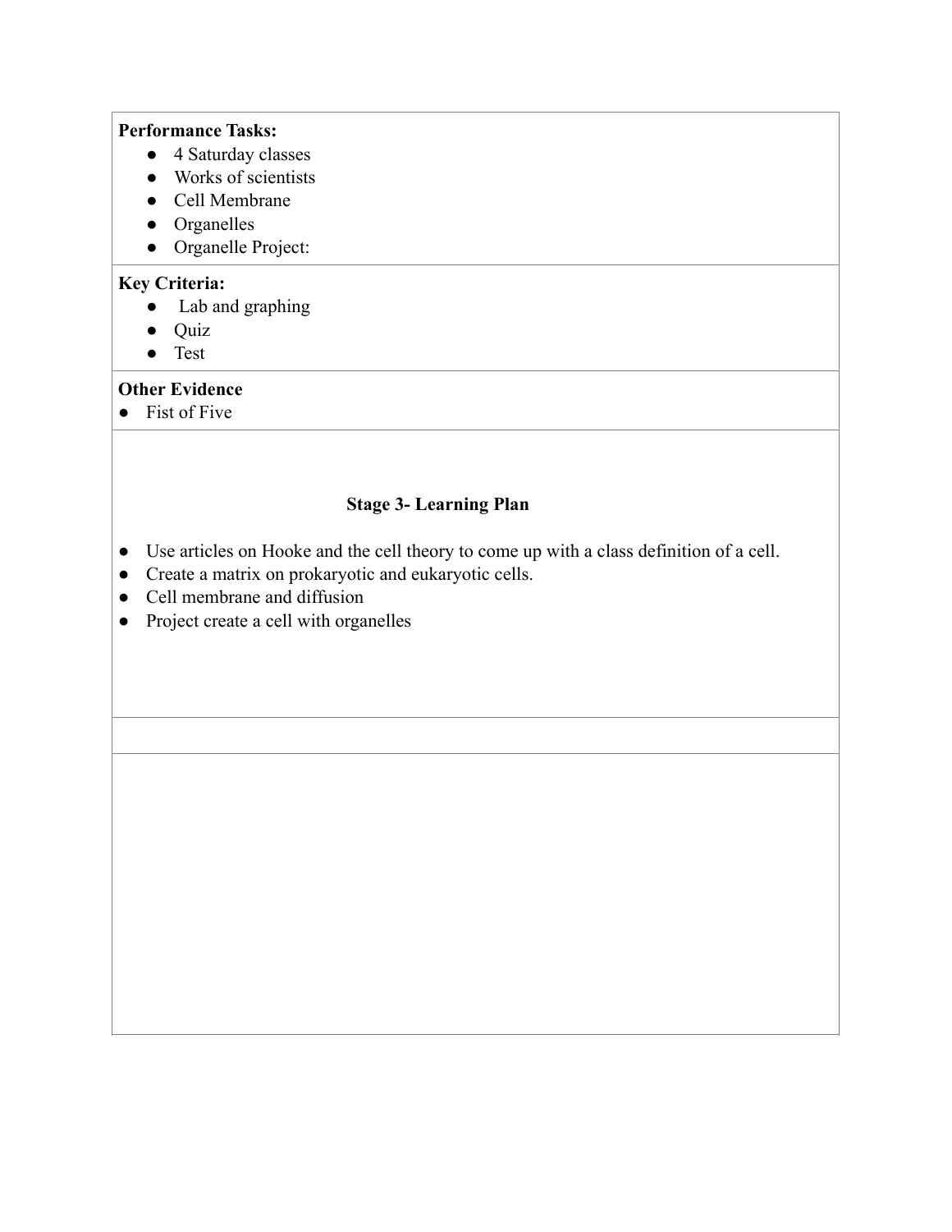**Performance Tasks:**

- 4 Saturday classes
- Works of scientists
- Cell Membrane
- Organelles
- Organelle Project:

**Key Criteria:**

- Lab and graphing
- Quiz
- Test

**Other Evidence**

- Fist of Five

## Stage 3- Learning Plan

- Use articles on Hooke and the cell theory to come up with a class definition of a cell.
- Create a matrix on prokaryotic and eukaryotic cells.
- Cell membrane and diffusion
- Project create a cell with organelles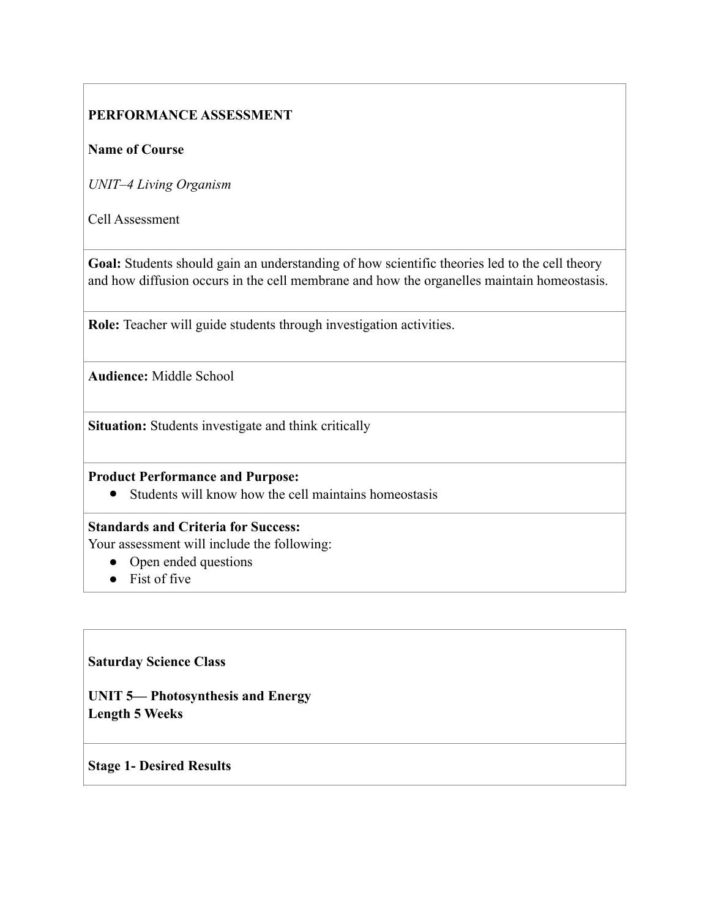**PERFORMANCE ASSESSMENT**

**Name of Course**

*UNIT–4 Living Organism*

Cell Assessment

**Goal:** Students should gain an understanding of how scientific theories led to the cell theory and how diffusion occurs in the cell membrane and how the organelles maintain homeostasis.

**Role:** Teacher will guide students through investigation activities.

**Audience:** Middle School

**Situation:** Students investigate and think critically

**Product Performance and Purpose:**

- Students will know how the cell maintains homeostasis

**Standards and Criteria for Success:**
Your assessment will include the following:

- Open ended questions
- Fist of five

**Saturday Science Class**

**UNIT 5— Photosynthesis and Energy**
**Length 5 Weeks**

**Stage 1- Desired Results**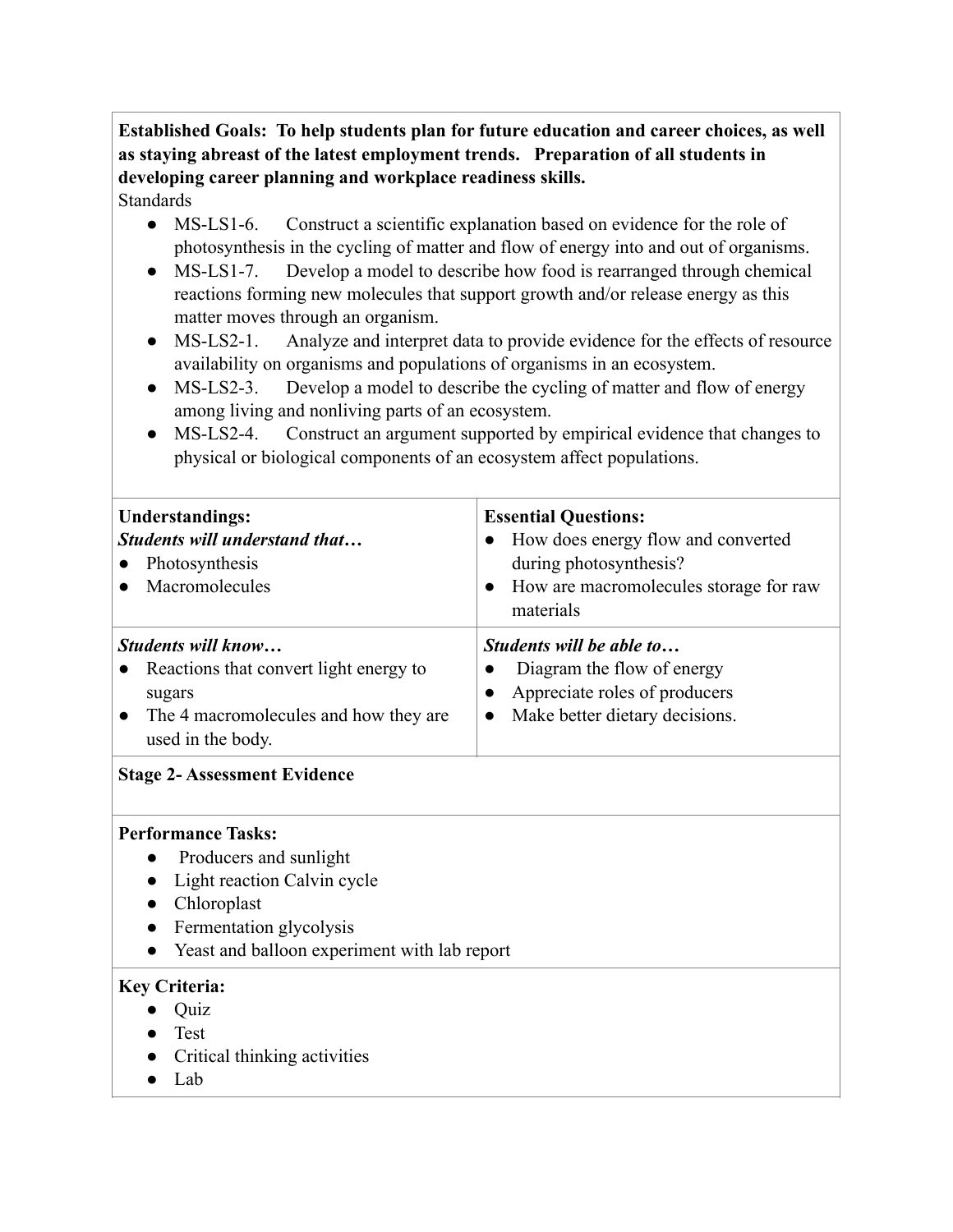**Established Goals: To help students plan for future education and career choices, as well as staying abreast of the latest employment trends. Preparation of all students in developing career planning and workplace readiness skills.**

Standards

- MS-LS1-6. Construct a scientific explanation based on evidence for the role of photosynthesis in the cycling of matter and flow of energy into and out of organisms.
- MS-LS1-7. Develop a model to describe how food is rearranged through chemical reactions forming new molecules that support growth and/or release energy as this matter moves through an organism.
- MS-LS2-1. Analyze and interpret data to provide evidence for the effects of resource availability on organisms and populations of organisms in an ecosystem.
- MS-LS2-3. Develop a model to describe the cycling of matter and flow of energy among living and nonliving parts of an ecosystem.
- MS-LS2-4. Construct an argument supported by empirical evidence that changes to physical or biological components of an ecosystem affect populations.

| **Understandings:**<br>***Students will understand that…***<br>● Photosynthesis<br>● Macromolecules | **Essential Questions:**<br>● How does energy flow and converted during photosynthesis?<br>● How are macromolecules storage for raw materials |
| --- | --- |
| ***Students will know…***<br>● Reactions that convert light energy to sugars<br>● The 4 macromolecules and how they are used in the body. | ***Students will be able to…***<br>● Diagram the flow of energy<br>● Appreciate roles of producers<br>● Make better dietary decisions. |

**Stage 2- Assessment Evidence**

**Performance Tasks:**

- Producers and sunlight
- Light reaction Calvin cycle
- Chloroplast
- Fermentation glycolysis
- Yeast and balloon experiment with lab report

**Key Criteria:**

- Quiz
- Test
- Critical thinking activities
- Lab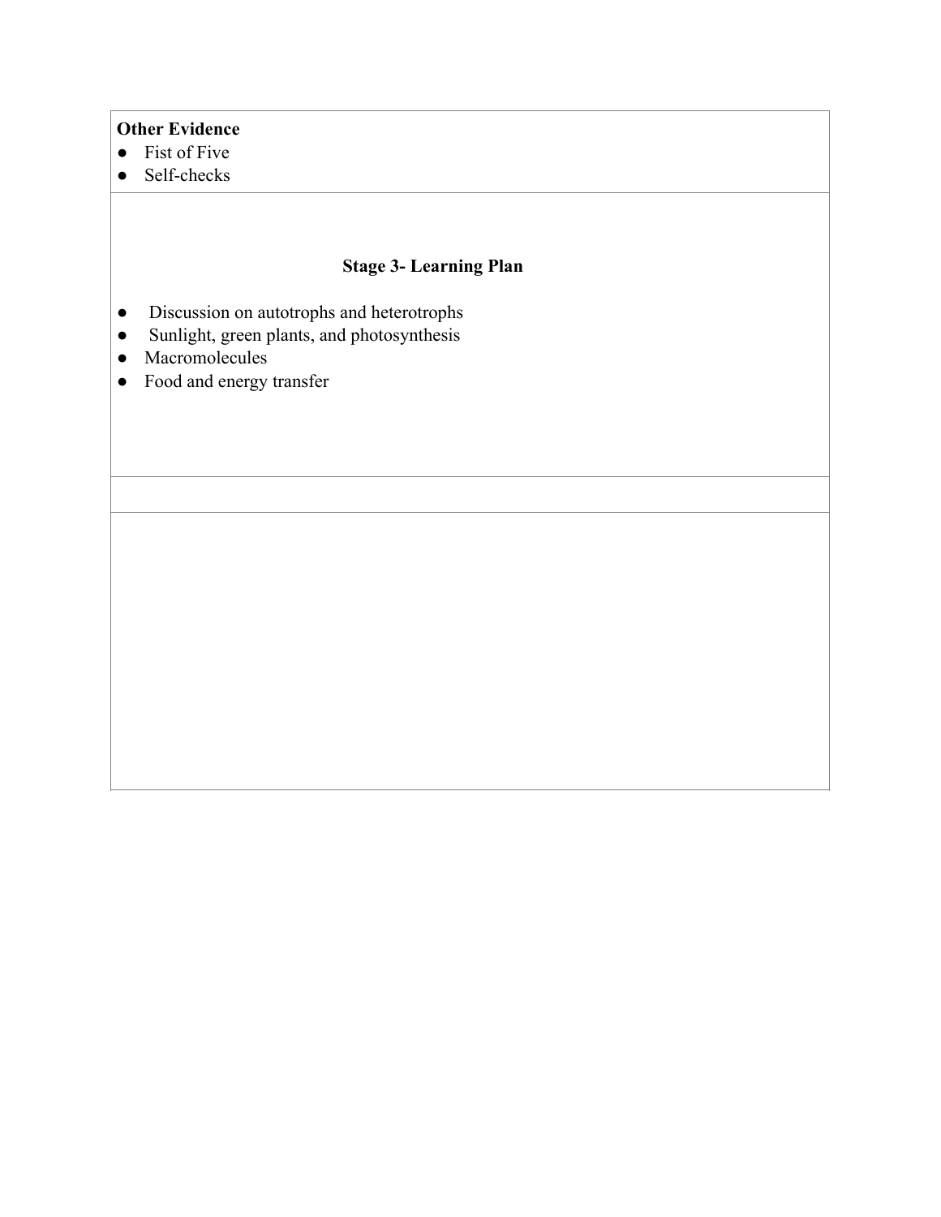**Other Evidence**

- Fist of Five
- Self-checks

### Stage 3- Learning Plan

- Discussion on autotrophs and heterotrophs
- Sunlight, green plants, and photosynthesis
- Macromolecules
- Food and energy transfer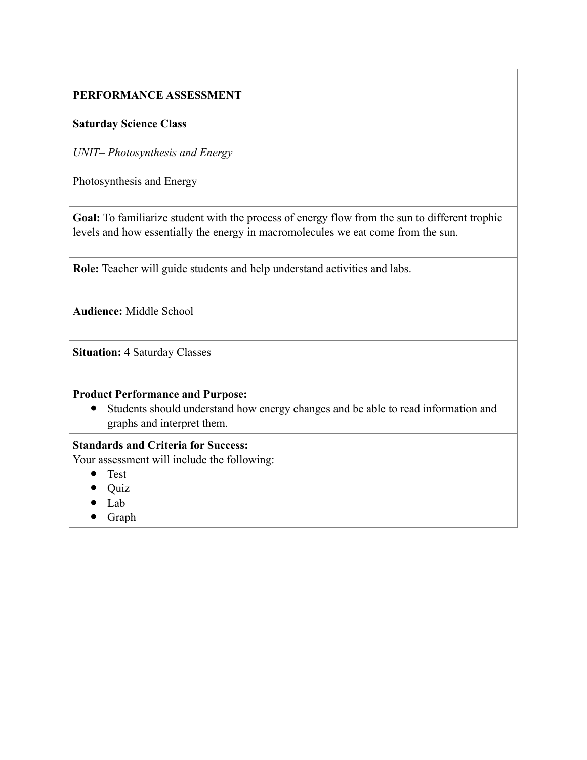**PERFORMANCE ASSESSMENT**

**Saturday Science Class**

*UNIT– Photosynthesis and Energy*

Photosynthesis and Energy

**Goal:** To familiarize student with the process of energy flow from the sun to different trophic levels and how essentially the energy in macromolecules we eat come from the sun.

**Role:** Teacher will guide students and help understand activities and labs.

**Audience:** Middle School

**Situation:** 4 Saturday Classes

**Product Performance and Purpose:**

- Students should understand how energy changes and be able to read information and graphs and interpret them.

**Standards and Criteria for Success:**

Your assessment will include the following:

- Test
- Quiz
- Lab
- Graph